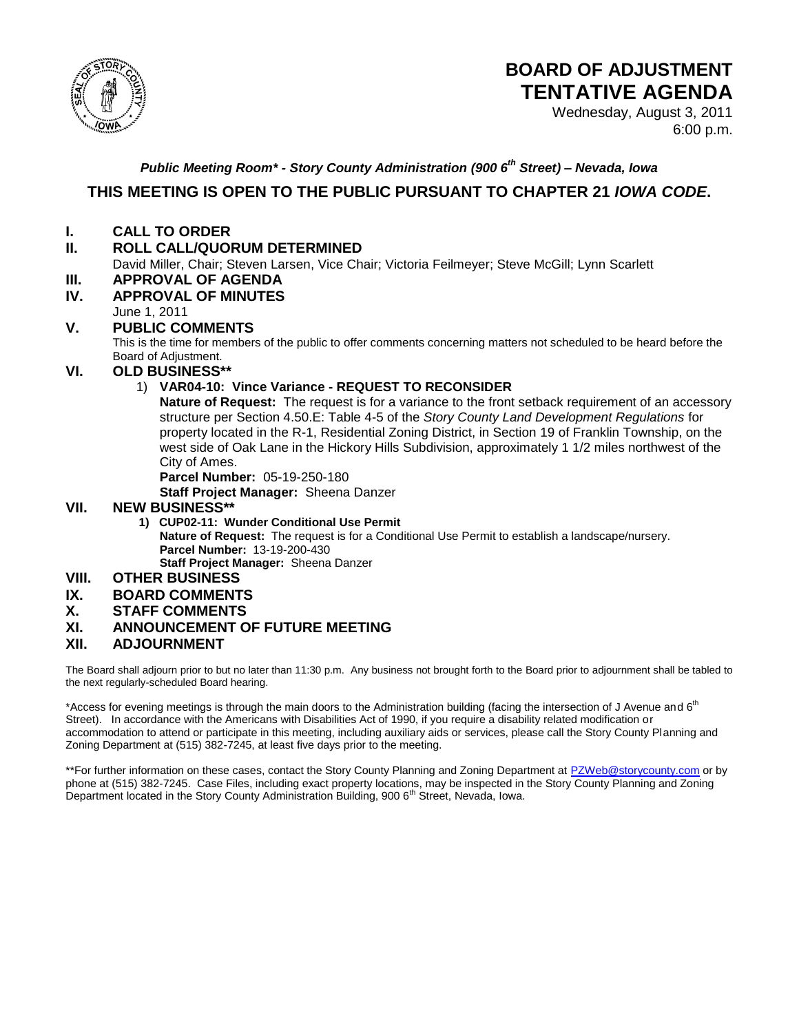# BOARD OF ADJUSTMENT TENTATIVE AGENDA

Wednesday, August 3, 2011
6:00 p.m.

***Public Meeting Room\* - Story County Administration (900 6th Street) – Nevada, Iowa***

## THIS MEETING IS OPEN TO THE PUBLIC PURSUANT TO CHAPTER 21 *IOWA CODE*.

**I. CALL TO ORDER**

**II. ROLL CALL/QUORUM DETERMINED**

David Miller, Chair; Steven Larsen, Vice Chair; Victoria Feilmeyer; Steve McGill; Lynn Scarlett

**III. APPROVAL OF AGENDA**

**IV. APPROVAL OF MINUTES**

June 1, 2011

**V. PUBLIC COMMENTS**

This is the time for members of the public to offer comments concerning matters not scheduled to be heard before the Board of Adjustment.

**VI. OLD BUSINESS\*\***

1) **VAR04-10: Vince Variance - REQUEST TO RECONSIDER**

**Nature of Request:** The request is for a variance to the front setback requirement of an accessory structure per Section 4.50.E: Table 4-5 of the *Story County Land Development Regulations* for property located in the R-1, Residential Zoning District, in Section 19 of Franklin Township, on the west side of Oak Lane in the Hickory Hills Subdivision, approximately 1 1/2 miles northwest of the City of Ames.

**Parcel Number:** 05-19-250-180

**Staff Project Manager:** Sheena Danzer

**VII. NEW BUSINESS\*\***

1) **CUP02-11: Wunder Conditional Use Permit**

**Nature of Request:** The request is for a Conditional Use Permit to establish a landscape/nursery.

**Parcel Number:** 13-19-200-430

**Staff Project Manager:** Sheena Danzer

**VIII. OTHER BUSINESS**

**IX. BOARD COMMENTS**

**X. STAFF COMMENTS**

**XI. ANNOUNCEMENT OF FUTURE MEETING**

**XII. ADJOURNMENT**

The Board shall adjourn prior to but no later than 11:30 p.m. Any business not brought forth to the Board prior to adjournment shall be tabled to the next regularly-scheduled Board hearing.

\*Access for evening meetings is through the main doors to the Administration building (facing the intersection of J Avenue and 6th Street). In accordance with the Americans with Disabilities Act of 1990, if you require a disability related modification or accommodation to attend or participate in this meeting, including auxiliary aids or services, please call the Story County Planning and Zoning Department at (515) 382-7245, at least five days prior to the meeting.

\*\*For further information on these cases, contact the Story County Planning and Zoning Department at PZWeb@storycounty.com or by phone at (515) 382-7245. Case Files, including exact property locations, may be inspected in the Story County Planning and Zoning Department located in the Story County Administration Building, 900 6th Street, Nevada, Iowa.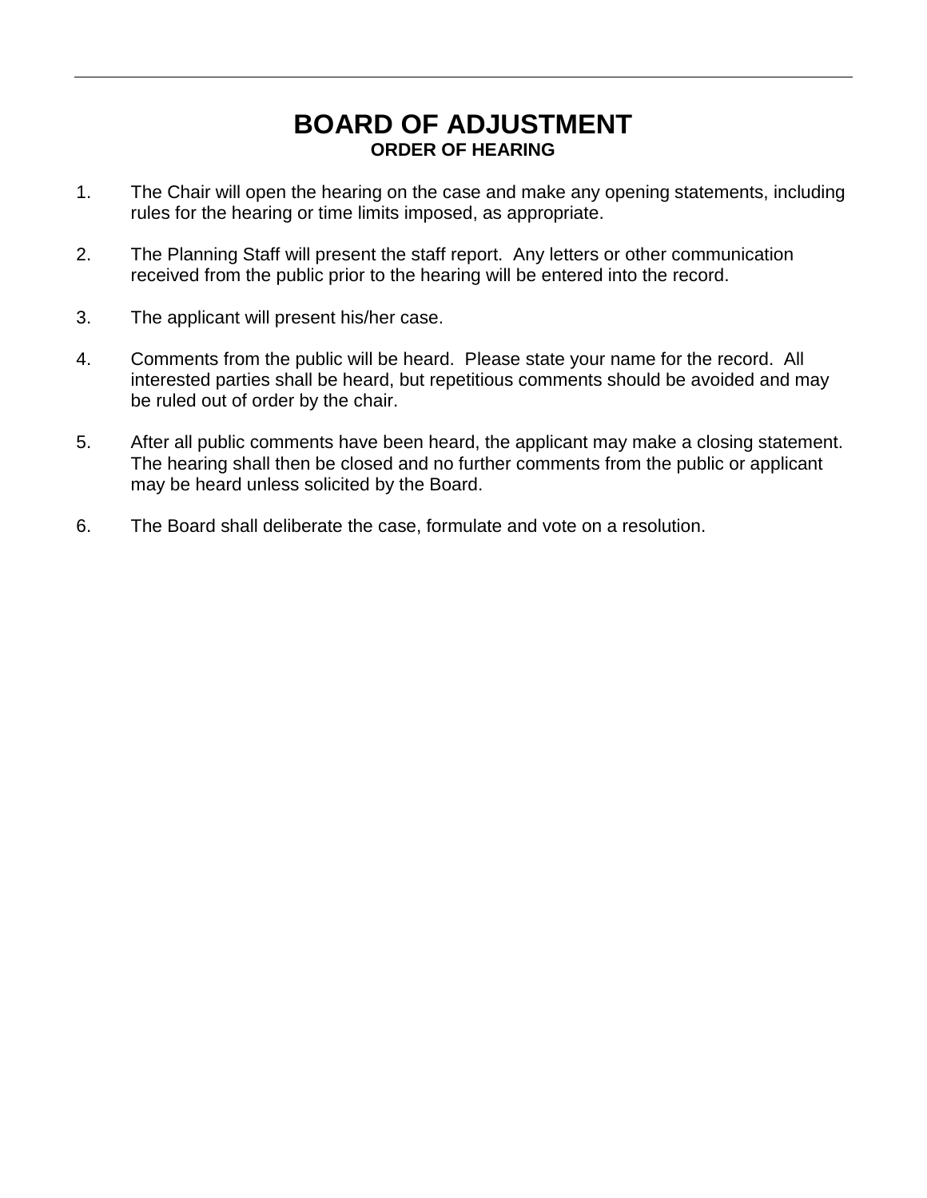# BOARD OF ADJUSTMENT

### ORDER OF HEARING

1. The Chair will open the hearing on the case and make any opening statements, including rules for the hearing or time limits imposed, as appropriate.

2. The Planning Staff will present the staff report. Any letters or other communication received from the public prior to the hearing will be entered into the record.

3. The applicant will present his/her case.

4. Comments from the public will be heard. Please state your name for the record. All interested parties shall be heard, but repetitious comments should be avoided and may be ruled out of order by the chair.

5. After all public comments have been heard, the applicant may make a closing statement. The hearing shall then be closed and no further comments from the public or applicant may be heard unless solicited by the Board.

6. The Board shall deliberate the case, formulate and vote on a resolution.